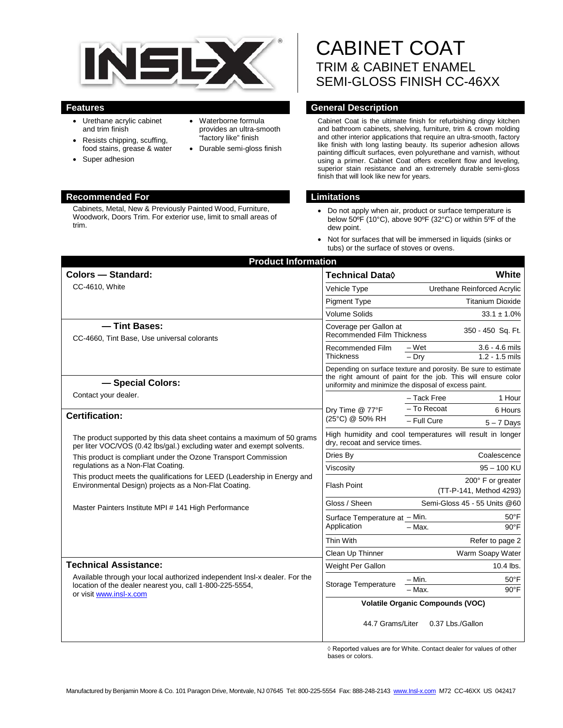# CABINET COAT

## TRIM & CABINET ENAMEL SEMI-GLOSS FINISH CC-46XX

## Features

- Urethane acrylic cabinet and trim finish
- Resists chipping, scuffing, food stains, grease & water
- Super adhesion
- Waterborne formula provides an ultra-smooth "factory like" finish
- Durable semi-gloss finish

## General Description

Cabinet Coat is the ultimate finish for refurbishing dingy kitchen and bathroom cabinets, shelving, furniture, trim & crown molding and other interior applications that require an ultra-smooth, factory like finish with long lasting beauty. Its superior adhesion allows painting difficult surfaces, even polyurethane and varnish, without using a primer. Cabinet Coat offers excellent flow and leveling, superior stain resistance and an extremely durable semi-gloss finish that will look like new for years.

## Recommended For

Cabinets, Metal, New & Previously Painted Wood, Furniture, Woodwork, Doors Trim. For exterior use, limit to small areas of trim.

## Limitations

- Do not apply when air, product or surface temperature is below 50ºF (10°C), above 90ºF (32°C) or within 5ºF of the dew point.
- Not for surfaces that will be immersed in liquids (sinks or tubs) or the surface of stoves or ovens.

## Product Information

### Colors — Standard:

CC-4610, White

### — Tint Bases:

CC-4660, Tint Base, Use universal colorants

### — Special Colors:

Contact your dealer.

### Certification:

The product supported by this data sheet contains a maximum of 50 grams per liter VOC/VOS (0.42 lbs/gal.) excluding water and exempt solvents.

This product is compliant under the Ozone Transport Commission regulations as a Non-Flat Coating.

This product meets the qualifications for LEED (Leadership in Energy and Environmental Design) projects as a Non-Flat Coating.

Master Painters Institute MPI # 141 High Performance

### Technical Assistance:

Available through your local authorized independent Insl-x dealer. For the location of the dealer nearest you, call 1-800-225-5554, or visit www.insl-x.com

| Technical Data◊ | | White |
|---|---|---|
| Vehicle Type | | Urethane Reinforced Acrylic |
| Pigment Type | | Titanium Dioxide |
| Volume Solids | | 33.1 ± 1.0% |
| Coverage per Gallon at Recommended Film Thickness | | 350 - 450 Sq. Ft. |
| Recommended Film Thickness | – Wet | 3.6 - 4.6 mils |
| | – Dry | 1.2 - 1.5 mils |
| Depending on surface texture and porosity. Be sure to estimate the right amount of paint for the job. This will ensure color uniformity and minimize the disposal of excess paint. | | |
| Dry Time @ 77°F (25°C) @ 50% RH | – Tack Free | 1 Hour |
| | – To Recoat | 6 Hours |
| | – Full Cure | 5 – 7 Days |
| High humidity and cool temperatures will result in longer dry, recoat and service times. | | |
| Dries By | | Coalescence |
| Viscosity | | 95 – 100 KU |
| Flash Point | | 200° F or greater (TT-P-141, Method 4293) |
| Gloss / Sheen | | Semi-Gloss 45 - 55 Units @60 |
| Surface Temperature at Application | – Min. | 50°F |
| | – Max. | 90°F |
| Thin With | | Refer to page 2 |
| Clean Up Thinner | | Warm Soapy Water |
| Weight Per Gallon | | 10.4 lbs. |
| Storage Temperature | – Min. | 50°F |
| | – Max. | 90°F |
| **Volatile Organic Compounds (VOC)** | | |
| 44.7 Grams/Liter | | 0.37 Lbs./Gallon |

◊ Reported values are for White. Contact dealer for values of other bases or colors.

Manufactured by Benjamin Moore & Co. 101 Paragon Drive, Montvale, NJ 07645 Tel: 800-225-5554 Fax: 888-248-2143 www.Insl-x.com M72 CC-46XX US 042417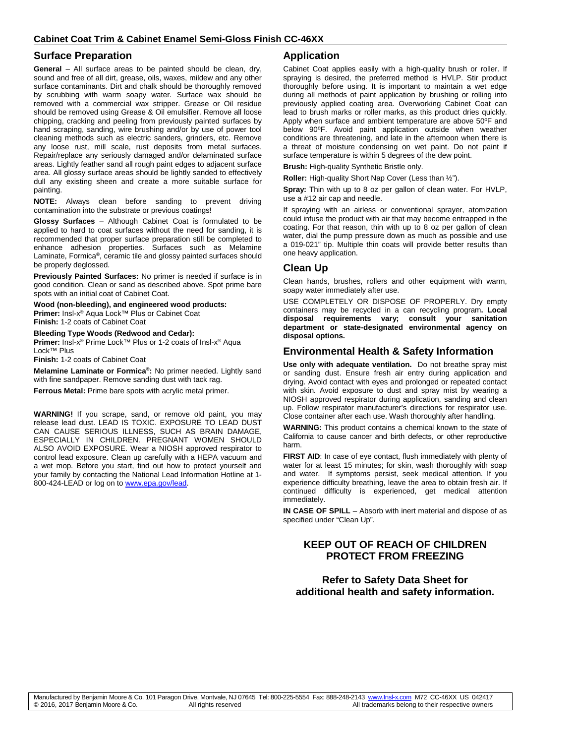## Cabinet Coat Trim & Cabinet Enamel Semi-Gloss Finish CC-46XX

## Surface Preparation

**General** – All surface areas to be painted should be clean, dry, sound and free of all dirt, grease, oils, waxes, mildew and any other surface contaminants. Dirt and chalk should be thoroughly removed by scrubbing with warm soapy water. Surface wax should be removed with a commercial wax stripper. Grease or Oil residue should be removed using Grease & Oil emulsifier. Remove all loose chipping, cracking and peeling from previously painted surfaces by hand scraping, sanding, wire brushing and/or by use of power tool cleaning methods such as electric sanders, grinders, etc. Remove any loose rust, mill scale, rust deposits from metal surfaces. Repair/replace any seriously damaged and/or delaminated surface areas. Lightly feather sand all rough paint edges to adjacent surface area. All glossy surface areas should be lightly sanded to effectively dull any existing sheen and create a more suitable surface for painting.

**NOTE:** Always clean before sanding to prevent driving contamination into the substrate or previous coatings!

**Glossy Surfaces** – Although Cabinet Coat is formulated to be applied to hard to coat surfaces without the need for sanding, it is recommended that proper surface preparation still be completed to enhance adhesion properties. Surfaces such as Melamine Laminate, Formica®, ceramic tile and glossy painted surfaces should be properly deglossed.

**Previously Painted Surfaces:** No primer is needed if surface is in good condition. Clean or sand as described above. Spot prime bare spots with an initial coat of Cabinet Coat.

**Wood (non-bleeding), and engineered wood products:**
**Primer:** Insl-x® Aqua Lock™ Plus or Cabinet Coat
**Finish:** 1-2 coats of Cabinet Coat

**Bleeding Type Woods (Redwood and Cedar):**
**Primer:** Insl-x® Prime Lock™ Plus or 1-2 coats of Insl-x® Aqua Lock™ Plus
**Finish:** 1-2 coats of Cabinet Coat

**Melamine Laminate or Formica®:** No primer needed. Lightly sand with fine sandpaper. Remove sanding dust with tack rag.

**Ferrous Metal:** Prime bare spots with acrylic metal primer.

**WARNING!** If you scrape, sand, or remove old paint, you may release lead dust. LEAD IS TOXIC. EXPOSURE TO LEAD DUST CAN CAUSE SERIOUS ILLNESS, SUCH AS BRAIN DAMAGE, ESPECIALLY IN CHILDREN. PREGNANT WOMEN SHOULD ALSO AVOID EXPOSURE. Wear a NIOSH approved respirator to control lead exposure. Clean up carefully with a HEPA vacuum and a wet mop. Before you start, find out how to protect yourself and your family by contacting the National Lead Information Hotline at 1-800-424-LEAD or log on to www.epa.gov/lead.

## Application

Cabinet Coat applies easily with a high-quality brush or roller. If spraying is desired, the preferred method is HVLP. Stir product thoroughly before using. It is important to maintain a wet edge during all methods of paint application by brushing or rolling into previously applied coating area. Overworking Cabinet Coat can lead to brush marks or roller marks, as this product dries quickly. Apply when surface and ambient temperature are above 50ºF and below 90ºF. Avoid paint application outside when weather conditions are threatening, and late in the afternoon when there is a threat of moisture condensing on wet paint. Do not paint if surface temperature is within 5 degrees of the dew point.

**Brush:** High-quality Synthetic Bristle only.

**Roller:** High-quality Short Nap Cover (Less than ½").

**Spray:** Thin with up to 8 oz per gallon of clean water. For HVLP, use a #12 air cap and needle.

If spraying with an airless or conventional sprayer, atomization could infuse the product with air that may become entrapped in the coating. For that reason, thin with up to 8 oz per gallon of clean water, dial the pump pressure down as much as possible and use a 019-021" tip. Multiple thin coats will provide better results than one heavy application.

## Clean Up

Clean hands, brushes, rollers and other equipment with warm, soapy water immediately after use.

USE COMPLETELY OR DISPOSE OF PROPERLY. Dry empty containers may be recycled in a can recycling program**. Local disposal requirements vary; consult your sanitation department or state-designated environmental agency on disposal options.**

## Environmental Health & Safety Information

**Use only with adequate ventilation.** Do not breathe spray mist or sanding dust. Ensure fresh air entry during application and drying. Avoid contact with eyes and prolonged or repeated contact with skin. Avoid exposure to dust and spray mist by wearing a NIOSH approved respirator during application, sanding and clean up. Follow respirator manufacturer's directions for respirator use. Close container after each use. Wash thoroughly after handling.

**WARNING:** This product contains a chemical known to the state of California to cause cancer and birth defects, or other reproductive harm.

**FIRST AID**: In case of eye contact, flush immediately with plenty of water for at least 15 minutes; for skin, wash thoroughly with soap and water. If symptoms persist, seek medical attention. If you experience difficulty breathing, leave the area to obtain fresh air. If continued difficulty is experienced, get medical attention immediately.

**IN CASE OF SPILL** – Absorb with inert material and dispose of as specified under "Clean Up".

**KEEP OUT OF REACH OF CHILDREN**
**PROTECT FROM FREEZING**

**Refer to Safety Data Sheet for additional health and safety information.**

Manufactured by Benjamin Moore & Co. 101 Paragon Drive, Montvale, NJ 07645 Tel: 800-225-5554 Fax: 888-248-2143 www.Insl-x.com M72 CC-46XX US 042417
© 2016, 2017 Benjamin Moore & Co. All rights reserved All trademarks belong to their respective owners